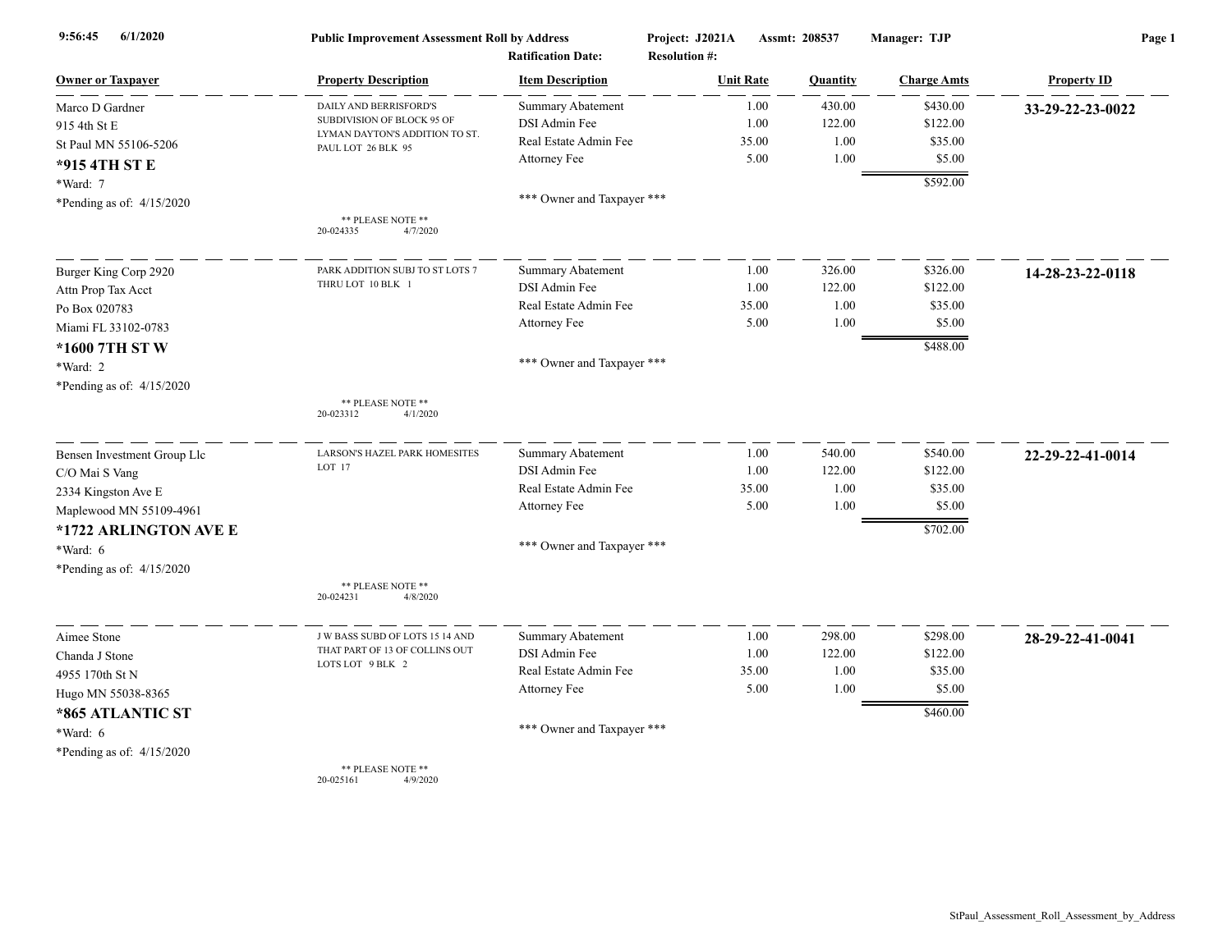**9:56:45 6/1/2020** **Public Improvement Assessment Roll by Address** **Project: J2021A** **Assmt: 208537** **Manager: TJP**

**Ratification Date:** **Resolution #:**

| Owner or Taxpayer | Property Description | Item Description | Unit Rate | Quantity | Charge Amts | Property ID |
|---|---|---|---|---|---|---|
| Marco D Gardner<br>915 4th St E<br>St Paul MN 55106-5206<br>**\*915 4TH ST E**<br>\*Ward: 7<br>\*Pending as of: 4/15/2020 | DAILY AND BERRISFORD'S SUBDIVISION OF BLOCK 95 OF LYMAN DAYTON'S ADDITION TO ST. PAUL LOT 26 BLK 95<br><br>\*\* PLEASE NOTE \*\*<br>20-024335 4/7/2020 | Summary Abatement<br>DSI Admin Fee<br>Real Estate Admin Fee<br>Attorney Fee<br><br>\*\*\* Owner and Taxpayer \*\*\* | 1.00<br>1.00<br>35.00<br>5.00 | 430.00<br>122.00<br>1.00<br>1.00 | $430.00<br>$122.00<br>$35.00<br>$5.00<br>**$592.00** | **33-29-22-23-0022** |
| Burger King Corp 2920<br>Attn Prop Tax Acct<br>Po Box 020783<br>Miami FL 33102-0783<br>**\*1600 7TH ST W**<br>\*Ward: 2<br>\*Pending as of: 4/15/2020 | PARK ADDITION SUBJ TO ST LOTS 7 THRU LOT 10 BLK 1<br><br>\*\* PLEASE NOTE \*\*<br>20-023312 4/1/2020 | Summary Abatement<br>DSI Admin Fee<br>Real Estate Admin Fee<br>Attorney Fee<br><br>\*\*\* Owner and Taxpayer \*\*\* | 1.00<br>1.00<br>35.00<br>5.00 | 326.00<br>122.00<br>1.00<br>1.00 | $326.00<br>$122.00<br>$35.00<br>$5.00<br>**$488.00** | **14-28-23-22-0118** |
| Bensen Investment Group Llc<br>C/O Mai S Vang<br>2334 Kingston Ave E<br>Maplewood MN 55109-4961<br>**\*1722 ARLINGTON AVE E**<br>\*Ward: 6<br>\*Pending as of: 4/15/2020 | LARSON'S HAZEL PARK HOMESITES LOT 17<br><br>\*\* PLEASE NOTE \*\*<br>20-024231 4/8/2020 | Summary Abatement<br>DSI Admin Fee<br>Real Estate Admin Fee<br>Attorney Fee<br><br>\*\*\* Owner and Taxpayer \*\*\* | 1.00<br>1.00<br>35.00<br>5.00 | 540.00<br>122.00<br>1.00<br>1.00 | $540.00<br>$122.00<br>$35.00<br>$5.00<br>**$702.00** | **22-29-22-41-0014** |
| Aimee Stone<br>Chanda J Stone<br>4955 170th St N<br>Hugo MN 55038-8365<br>**\*865 ATLANTIC ST**<br>\*Ward: 6<br>\*Pending as of: 4/15/2020 | J W BASS SUBD OF LOTS 15 14 AND THAT PART OF 13 OF COLLINS OUT LOTS LOT 9 BLK 2<br><br>\*\* PLEASE NOTE \*\*<br>20-025161 4/9/2020 | Summary Abatement<br>DSI Admin Fee<br>Real Estate Admin Fee<br>Attorney Fee<br><br>\*\*\* Owner and Taxpayer \*\*\* | 1.00<br>1.00<br>35.00<br>5.00 | 298.00<br>122.00<br>1.00<br>1.00 | $298.00<br>$122.00<br>$35.00<br>$5.00<br>**$460.00** | **28-29-22-41-0041** |

StPaul_Assessment_Roll_Assessment_by_Address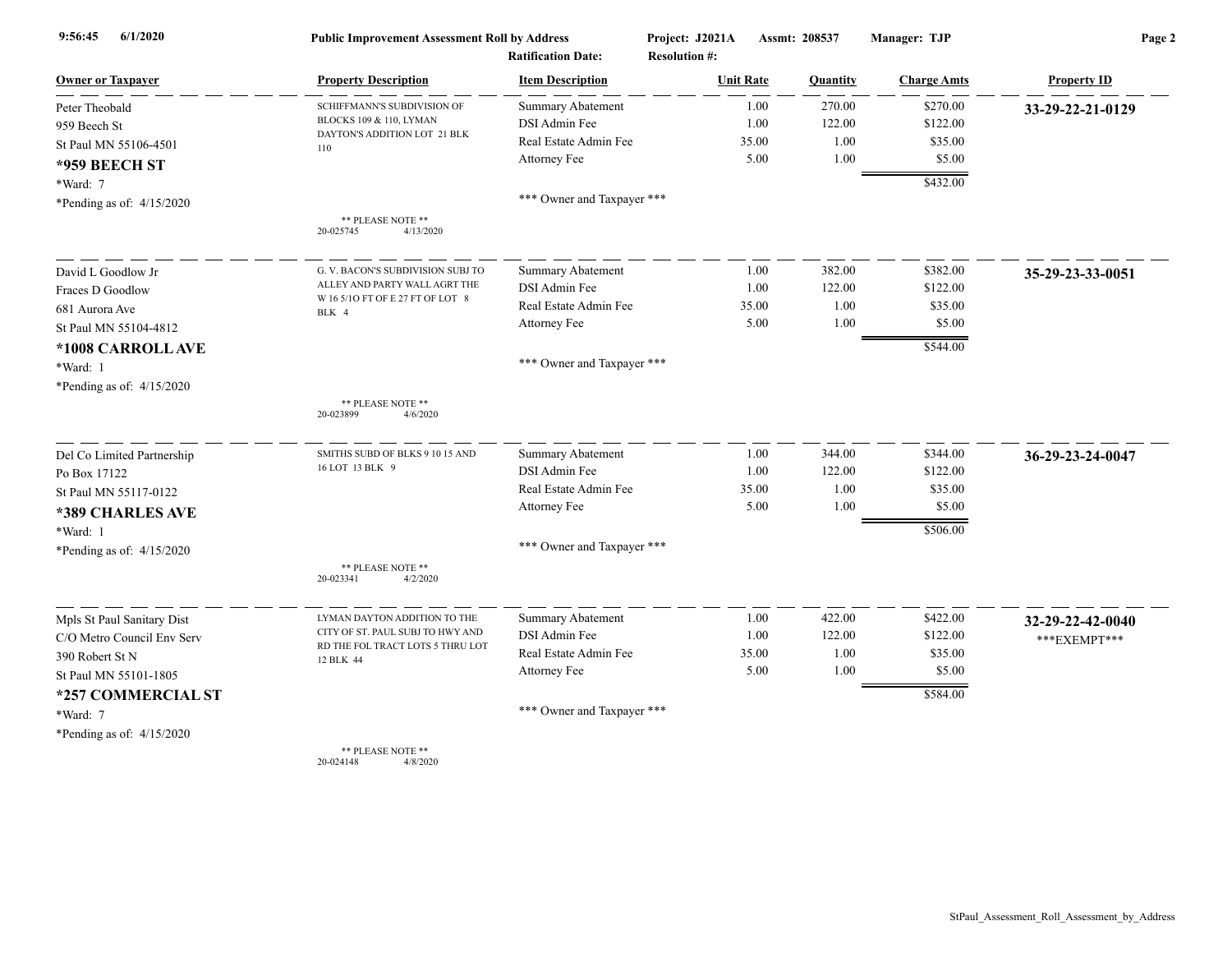9:56:45 6/1/2020 **Public Improvement Assessment Roll by Address** **Project: J2021A** **Assmt: 208537** **Manager: TJP**

**Ratification Date:** **Resolution #:**

| Owner or Taxpayer | Property Description | Item Description | Unit Rate | Quantity | Charge Amts | Property ID |
|---|---|---|---|---|---|---|
| Peter Theobald<br>959 Beech St<br>St Paul MN 55106-4501<br>**\*959 BEECH ST**<br>\*Ward: 7<br>\*Pending as of: 4/15/2020 | SCHIFFMANN'S SUBDIVISION OF BLOCKS 109 & 110, LYMAN DAYTON'S ADDITION LOT 21 BLK 110<br><br>\*\* PLEASE NOTE \*\*<br>20-025745 4/13/2020 | Summary Abatement<br>DSI Admin Fee<br>Real Estate Admin Fee<br>Attorney Fee<br><br>\*\*\* Owner and Taxpayer \*\*\* | 1.00<br>1.00<br>35.00<br>5.00 | 270.00<br>122.00<br>1.00<br>1.00 | $270.00<br>$122.00<br>$35.00<br>$5.00<br>$432.00 | **33-29-22-21-0129** |
| David L Goodlow Jr<br>Fraces D Goodlow<br>681 Aurora Ave<br>St Paul MN 55104-4812<br>**\*1008 CARROLL AVE**<br>\*Ward: 1<br>\*Pending as of: 4/15/2020 | G. V. BACON'S SUBDIVISION SUBJ TO ALLEY AND PARTY WALL AGRT THE W 16 5/1O FT OF E 27 FT OF LOT 8 BLK 4<br><br>\*\* PLEASE NOTE \*\*<br>20-023899 4/6/2020 | Summary Abatement<br>DSI Admin Fee<br>Real Estate Admin Fee<br>Attorney Fee<br><br>\*\*\* Owner and Taxpayer \*\*\* | 1.00<br>1.00<br>35.00<br>5.00 | 382.00<br>122.00<br>1.00<br>1.00 | $382.00<br>$122.00<br>$35.00<br>$5.00<br>$544.00 | **35-29-23-33-0051** |
| Del Co Limited Partnership<br>Po Box 17122<br>St Paul MN 55117-0122<br>**\*389 CHARLES AVE**<br>\*Ward: 1<br>\*Pending as of: 4/15/2020 | SMITHS SUBD OF BLKS 9 10 15 AND 16 LOT 13 BLK 9<br><br>\*\* PLEASE NOTE \*\*<br>20-023341 4/2/2020 | Summary Abatement<br>DSI Admin Fee<br>Real Estate Admin Fee<br>Attorney Fee<br><br>\*\*\* Owner and Taxpayer \*\*\* | 1.00<br>1.00<br>35.00<br>5.00 | 344.00<br>122.00<br>1.00<br>1.00 | $344.00<br>$122.00<br>$35.00<br>$5.00<br>$506.00 | **36-29-23-24-0047** |
| Mpls St Paul Sanitary Dist<br>C/O Metro Council Env Serv<br>390 Robert St N<br>St Paul MN 55101-1805<br>**\*257 COMMERCIAL ST**<br>\*Ward: 7<br>\*Pending as of: 4/15/2020 | LYMAN DAYTON ADDITION TO THE CITY OF ST. PAUL SUBJ TO HWY AND RD THE FOL TRACT LOTS 5 THRU LOT 12 BLK 44<br><br>\*\* PLEASE NOTE \*\*<br>20-024148 4/8/2020 | Summary Abatement<br>DSI Admin Fee<br>Real Estate Admin Fee<br>Attorney Fee<br><br>\*\*\* Owner and Taxpayer \*\*\* | 1.00<br>1.00<br>35.00<br>5.00 | 422.00<br>122.00<br>1.00<br>1.00 | $422.00<br>$122.00<br>$35.00<br>$5.00<br>$584.00 | **32-29-22-42-0040**<br>\*\*\*EXEMPT\*\*\* |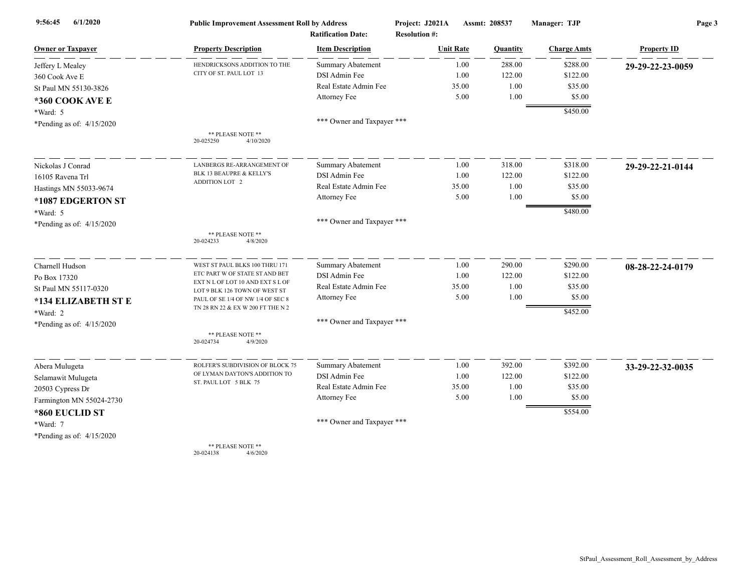**Public Improvement Assessment Roll by Address** — Project: J2021A — Assmt: 208537 — Manager: TJP

Ratification Date: — Resolution #:

9:56:45 6/1/2020

| Owner or Taxpayer | Property Description | Item Description | Unit Rate | Quantity | Charge Amts | Property ID |
|---|---|---|---|---|---|---|
| Jeffery L Mealey<br>360 Cook Ave E<br>St Paul MN 55130-3826<br>**\*360 COOK AVE E**<br>\*Ward: 5<br>\*Pending as of: 4/15/2020 | HENDRICKSONS ADDITION TO THE CITY OF ST. PAUL LOT 13<br><br>** PLEASE NOTE **<br>20-025250 4/10/2020 | Summary Abatement<br>DSI Admin Fee<br>Real Estate Admin Fee<br>Attorney Fee<br><br>*** Owner and Taxpayer *** | 1.00<br>1.00<br>35.00<br>5.00 | 288.00<br>122.00<br>1.00<br>1.00 | $288.00<br>$122.00<br>$35.00<br>$5.00<br>**$450.00** | **29-29-22-23-0059** |
| Nickolas J Conrad<br>16105 Ravena Trl<br>Hastings MN 55033-9674<br>**\*1087 EDGERTON ST**<br>\*Ward: 5<br>\*Pending as of: 4/15/2020 | LANBERGS RE-ARRANGEMENT OF BLK 13 BEAUPRE & KELLY'S ADDITION LOT 2<br><br>** PLEASE NOTE **<br>20-024233 4/8/2020 | Summary Abatement<br>DSI Admin Fee<br>Real Estate Admin Fee<br>Attorney Fee<br><br>*** Owner and Taxpayer *** | 1.00<br>1.00<br>35.00<br>5.00 | 318.00<br>122.00<br>1.00<br>1.00 | $318.00<br>$122.00<br>$35.00<br>$5.00<br>**$480.00** | **29-29-22-21-0144** |
| Charnell Hudson<br>Po Box 17320<br>St Paul MN 55117-0320<br>**\*134 ELIZABETH ST E**<br>\*Ward: 2<br>\*Pending as of: 4/15/2020 | WEST ST PAUL BLKS 100 THRU 171 ETC PART W OF STATE ST AND BET EXT N L OF LOT 10 AND EXT S L OF LOT 9 BLK 126 TOWN OF WEST ST PAUL OF SE 1/4 OF NW 1/4 OF SEC 8 TN 28 RN 22 & EX W 200 FT THE N 2<br><br>** PLEASE NOTE **<br>20-024734 4/9/2020 | Summary Abatement<br>DSI Admin Fee<br>Real Estate Admin Fee<br>Attorney Fee<br><br>*** Owner and Taxpayer *** | 1.00<br>1.00<br>35.00<br>5.00 | 290.00<br>122.00<br>1.00<br>1.00 | $290.00<br>$122.00<br>$35.00<br>$5.00<br>**$452.00** | **08-28-22-24-0179** |
| Abera Mulugeta<br>Selamawit Mulugeta<br>20503 Cypress Dr<br>Farmington MN 55024-2730<br>**\*860 EUCLID ST**<br>\*Ward: 7<br>\*Pending as of: 4/15/2020 | ROLFER'S SUBDIVISION OF BLOCK 75 OF LYMAN DAYTON'S ADDITION TO ST. PAUL LOT 5 BLK 75<br><br>** PLEASE NOTE **<br>20-024138 4/6/2020 | Summary Abatement<br>DSI Admin Fee<br>Real Estate Admin Fee<br>Attorney Fee<br><br>*** Owner and Taxpayer *** | 1.00<br>1.00<br>35.00<br>5.00 | 392.00<br>122.00<br>1.00<br>1.00 | $392.00<br>$122.00<br>$35.00<br>$5.00<br>**$554.00** | **33-29-22-32-0035** |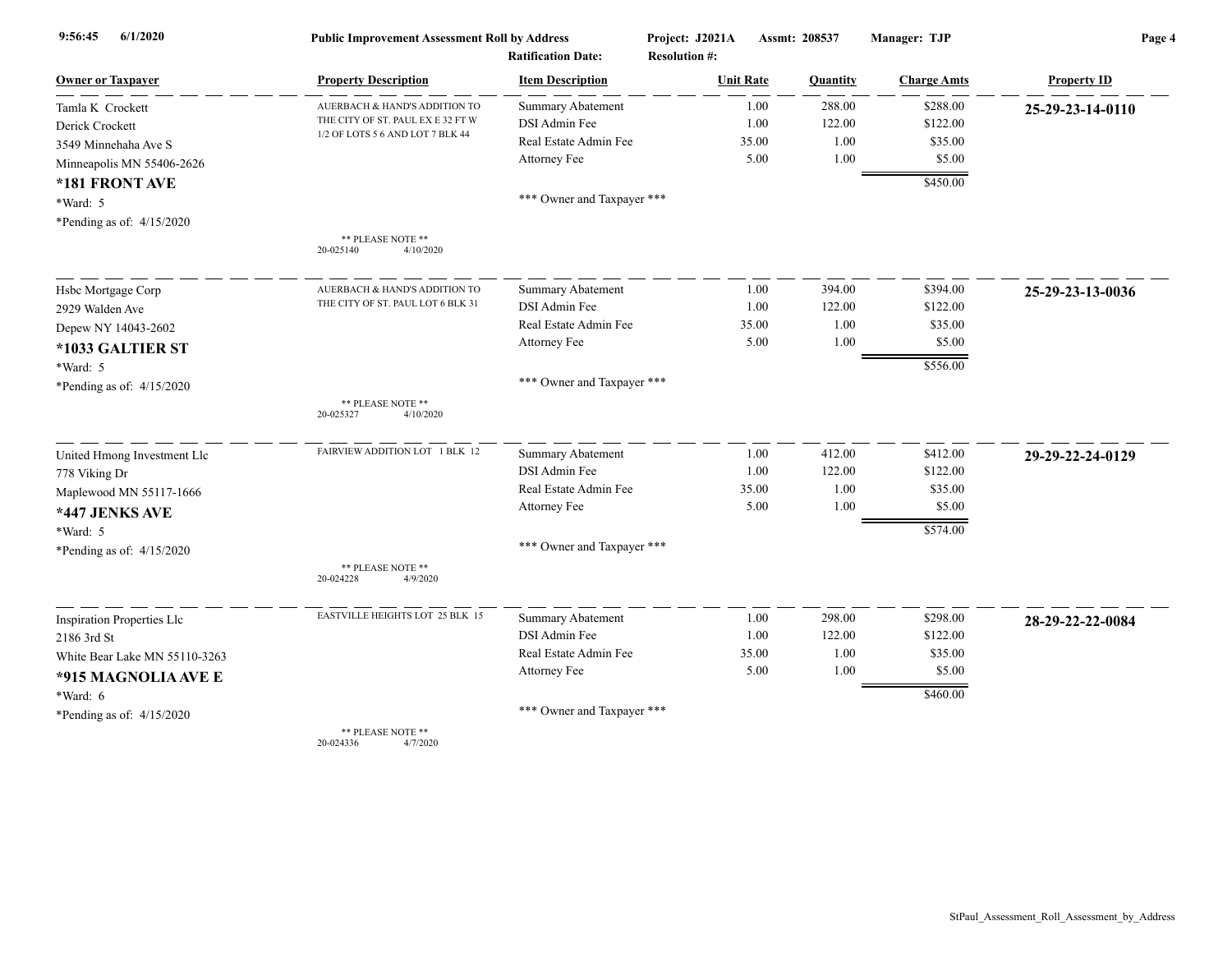9:56:45 6/1/2020 **Public Improvement Assessment Roll by Address** Project: J2021A Assmt: 208537 Manager: TJP

Ratification Date: Resolution #:

| Owner or Taxpayer | Property Description | Item Description | Unit Rate | Quantity | Charge Amts | Property ID |
|---|---|---|---|---|---|---|
| Tamla K Crockett<br>Derick Crockett<br>3549 Minnehaha Ave S<br>Minneapolis MN 55406-2626<br>**\*181 FRONT AVE**<br>\*Ward: 5<br>\*Pending as of: 4/15/2020 | AUERBACH & HAND'S ADDITION TO THE CITY OF ST. PAUL EX E 32 FT W 1/2 OF LOTS 5 6 AND LOT 7 BLK 44<br>\*\* PLEASE NOTE \*\*<br>20-025140 4/10/2020 | Summary Abatement | 1.00 | 288.00 | $288.00 | **25-29-23-14-0110** |
| | | DSI Admin Fee | 1.00 | 122.00 | $122.00 | |
| | | Real Estate Admin Fee | 35.00 | 1.00 | $35.00 | |
| | | Attorney Fee | 5.00 | 1.00 | $5.00 | |
| | | | | | $450.00 | |
| | | \*\*\* Owner and Taxpayer \*\*\* | | | | |
| Hsbc Mortgage Corp<br>2929 Walden Ave<br>Depew NY 14043-2602<br>**\*1033 GALTIER ST**<br>\*Ward: 5<br>\*Pending as of: 4/15/2020 | AUERBACH & HAND'S ADDITION TO THE CITY OF ST. PAUL LOT 6 BLK 31<br>\*\* PLEASE NOTE \*\*<br>20-025327 4/10/2020 | Summary Abatement | 1.00 | 394.00 | $394.00 | **25-29-23-13-0036** |
| | | DSI Admin Fee | 1.00 | 122.00 | $122.00 | |
| | | Real Estate Admin Fee | 35.00 | 1.00 | $35.00 | |
| | | Attorney Fee | 5.00 | 1.00 | $5.00 | |
| | | | | | $556.00 | |
| | | \*\*\* Owner and Taxpayer \*\*\* | | | | |
| United Hmong Investment Llc<br>778 Viking Dr<br>Maplewood MN 55117-1666<br>**\*447 JENKS AVE**<br>\*Ward: 5<br>\*Pending as of: 4/15/2020 | FAIRVIEW ADDITION LOT 1 BLK 12<br>\*\* PLEASE NOTE \*\*<br>20-024228 4/9/2020 | Summary Abatement | 1.00 | 412.00 | $412.00 | **29-29-22-24-0129** |
| | | DSI Admin Fee | 1.00 | 122.00 | $122.00 | |
| | | Real Estate Admin Fee | 35.00 | 1.00 | $35.00 | |
| | | Attorney Fee | 5.00 | 1.00 | $5.00 | |
| | | | | | $574.00 | |
| | | \*\*\* Owner and Taxpayer \*\*\* | | | | |
| Inspiration Properties Llc<br>2186 3rd St<br>White Bear Lake MN 55110-3263<br>**\*915 MAGNOLIA AVE E**<br>\*Ward: 6<br>\*Pending as of: 4/15/2020 | EASTVILLE HEIGHTS LOT 25 BLK 15<br>\*\* PLEASE NOTE \*\*<br>20-024336 4/7/2020 | Summary Abatement | 1.00 | 298.00 | $298.00 | **28-29-22-22-0084** |
| | | DSI Admin Fee | 1.00 | 122.00 | $122.00 | |
| | | Real Estate Admin Fee | 35.00 | 1.00 | $35.00 | |
| | | Attorney Fee | 5.00 | 1.00 | $5.00 | |
| | | | | | $460.00 | |
| | | \*\*\* Owner and Taxpayer \*\*\* | | | | |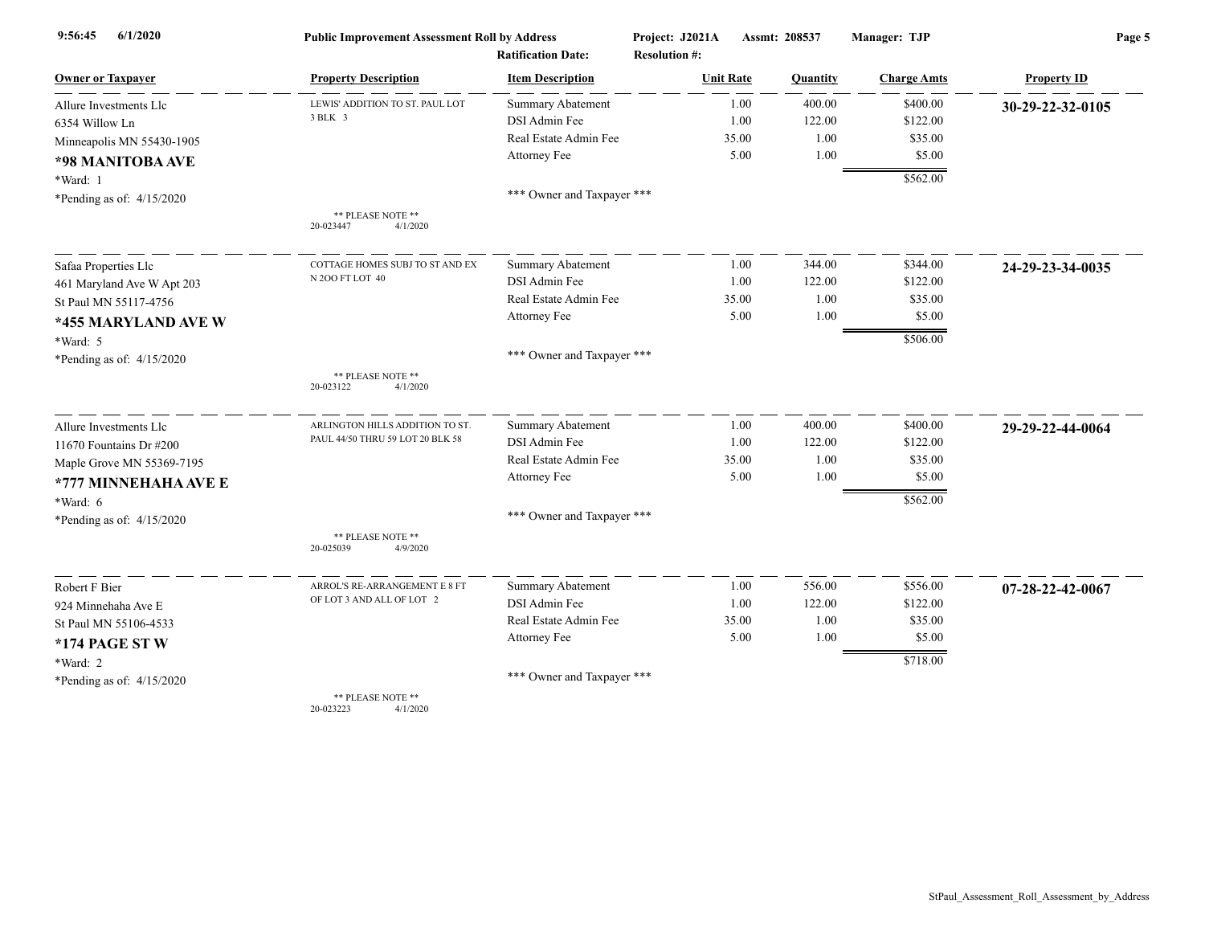**Public Improvement Assessment Roll by Address**

Project: J2021A Assmt: 208537 Manager: TJP

Ratification Date: Resolution #:

| Owner or Taxpayer | Property Description | Item Description | Unit Rate | Quantity | Charge Amts | Property ID |
|---|---|---|---|---|---|---|
| Allure Investments Llc<br>6354 Willow Ln<br>Minneapolis MN 55430-1905<br>**\*98 MANITOBA AVE**<br>*Ward: 1<br>*Pending as of: 4/15/2020 | LEWIS' ADDITION TO ST. PAUL LOT 3 BLK 3<br>** PLEASE NOTE **<br>20-023447 4/1/2020 | Summary Abatement<br>DSI Admin Fee<br>Real Estate Admin Fee<br>Attorney Fee<br>*** Owner and Taxpayer *** | 1.00<br>1.00<br>35.00<br>5.00 | 400.00<br>122.00<br>1.00<br>1.00 | $400.00<br>$122.00<br>$35.00<br>$5.00<br>$562.00 | **30-29-22-32-0105** |
| Safaa Properties Llc<br>461 Maryland Ave W Apt 203<br>St Paul MN 55117-4756<br>**\*455 MARYLAND AVE W**<br>*Ward: 5<br>*Pending as of: 4/15/2020 | COTTAGE HOMES SUBJ TO ST AND EX N 2OO FT LOT 40<br>** PLEASE NOTE **<br>20-023122 4/1/2020 | Summary Abatement<br>DSI Admin Fee<br>Real Estate Admin Fee<br>Attorney Fee<br>*** Owner and Taxpayer *** | 1.00<br>1.00<br>35.00<br>5.00 | 344.00<br>122.00<br>1.00<br>1.00 | $344.00<br>$122.00<br>$35.00<br>$5.00<br>$506.00 | **24-29-23-34-0035** |
| Allure Investments Llc<br>11670 Fountains Dr #200<br>Maple Grove MN 55369-7195<br>**\*777 MINNEHAHA AVE E**<br>*Ward: 6<br>*Pending as of: 4/15/2020 | ARLINGTON HILLS ADDITION TO ST. PAUL 44/50 THRU 59 LOT 20 BLK 58<br>** PLEASE NOTE **<br>20-025039 4/9/2020 | Summary Abatement<br>DSI Admin Fee<br>Real Estate Admin Fee<br>Attorney Fee<br>*** Owner and Taxpayer *** | 1.00<br>1.00<br>35.00<br>5.00 | 400.00<br>122.00<br>1.00<br>1.00 | $400.00<br>$122.00<br>$35.00<br>$5.00<br>$562.00 | **29-29-22-44-0064** |
| Robert F Bier<br>924 Minnehaha Ave E<br>St Paul MN 55106-4533<br>**\*174 PAGE ST W**<br>*Ward: 2<br>*Pending as of: 4/15/2020 | ARROL'S RE-ARRANGEMENT E 8 FT OF LOT 3 AND ALL OF LOT 2<br>** PLEASE NOTE **<br>20-023223 4/1/2020 | Summary Abatement<br>DSI Admin Fee<br>Real Estate Admin Fee<br>Attorney Fee<br>*** Owner and Taxpayer *** | 1.00<br>1.00<br>35.00<br>5.00 | 556.00<br>122.00<br>1.00<br>1.00 | $556.00<br>$122.00<br>$35.00<br>$5.00<br>$718.00 | **07-28-22-42-0067** |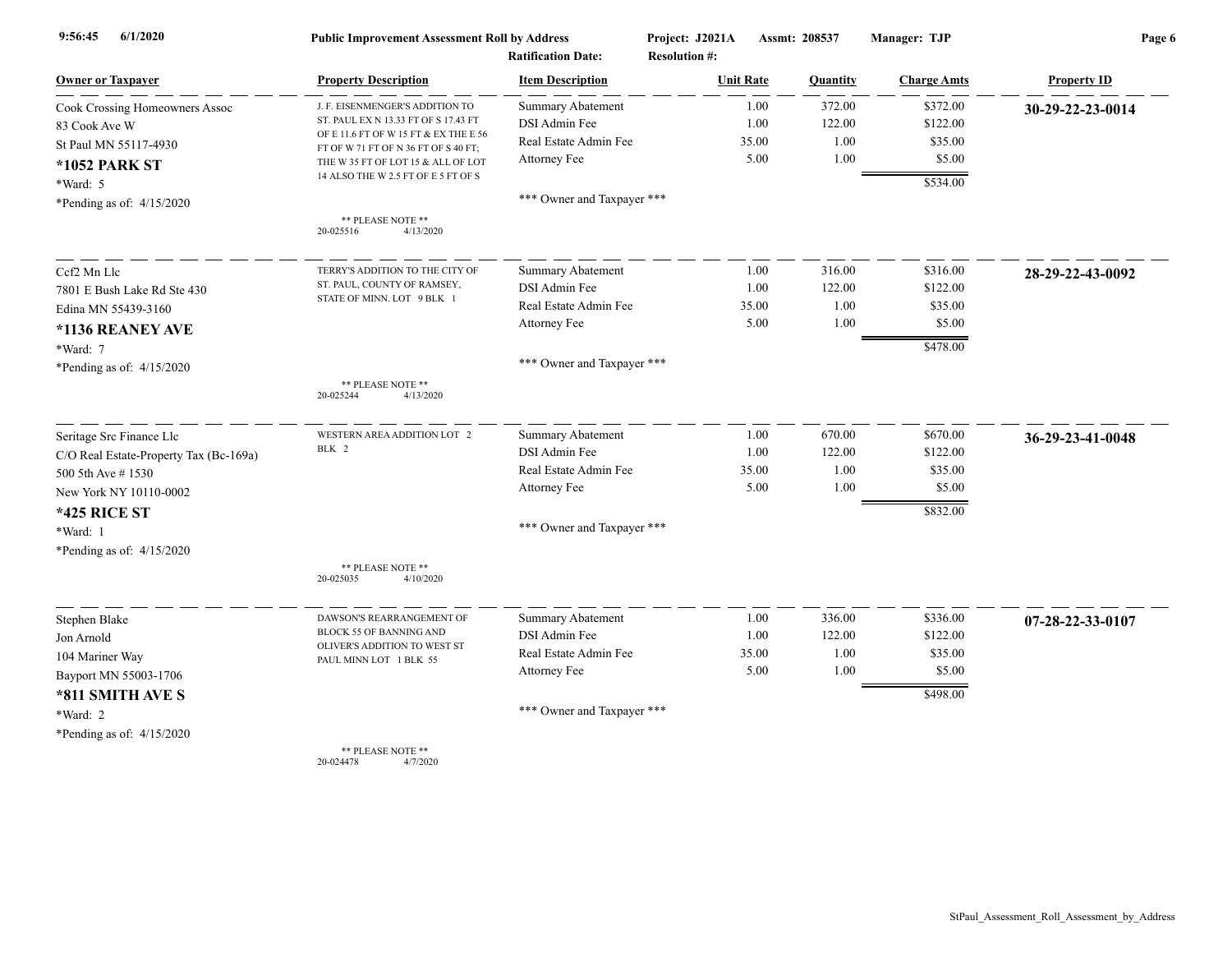**Public Improvement Assessment Roll by Address**

Project: J2021A Assmt: 208537 Manager: TJP

Ratification Date: Resolution #:

| Owner or Taxpayer | Property Description | Item Description | Unit Rate | Quantity | Charge Amts | Property ID |
|---|---|---|---|---|---|---|
| Cook Crossing Homeowners Assoc<br>83 Cook Ave W<br>St Paul MN 55117-4930<br>**\*1052 PARK ST**<br>\*Ward: 5<br>\*Pending as of: 4/15/2020 | J. F. EISENMENGER'S ADDITION TO ST. PAUL EX N 13.33 FT OF S 17.43 FT OF E 11.6 FT OF W 15 FT & EX THE E 56 FT OF W 71 FT OF N 36 FT OF S 40 FT; THE W 35 FT OF LOT 15 & ALL OF LOT 14 ALSO THE W 2.5 FT OF E 5 FT OF S<br>** PLEASE NOTE **<br>20-025516 4/13/2020 | Summary Abatement<br>DSI Admin Fee<br>Real Estate Admin Fee<br>Attorney Fee<br>*** Owner and Taxpayer *** | 1.00<br>1.00<br>35.00<br>5.00 | 372.00<br>122.00<br>1.00<br>1.00 | $372.00<br>$122.00<br>$35.00<br>$5.00<br>$534.00 | **30-29-22-23-0014** |
| Ccf2 Mn Llc<br>7801 E Bush Lake Rd Ste 430<br>Edina MN 55439-3160<br>**\*1136 REANEY AVE**<br>\*Ward: 7<br>\*Pending as of: 4/15/2020 | TERRY'S ADDITION TO THE CITY OF ST. PAUL, COUNTY OF RAMSEY, STATE OF MINN. LOT 9 BLK 1<br>** PLEASE NOTE **<br>20-025244 4/13/2020 | Summary Abatement<br>DSI Admin Fee<br>Real Estate Admin Fee<br>Attorney Fee<br>*** Owner and Taxpayer *** | 1.00<br>1.00<br>35.00<br>5.00 | 316.00<br>122.00<br>1.00<br>1.00 | $316.00<br>$122.00<br>$35.00<br>$5.00<br>$478.00 | **28-29-22-43-0092** |
| Seritage Src Finance Llc<br>C/O Real Estate-Property Tax (Bc-169a)<br>500 5th Ave # 1530<br>New York NY 10110-0002<br>**\*425 RICE ST**<br>\*Ward: 1<br>\*Pending as of: 4/15/2020 | WESTERN AREA ADDITION LOT 2 BLK 2<br>** PLEASE NOTE **<br>20-025035 4/10/2020 | Summary Abatement<br>DSI Admin Fee<br>Real Estate Admin Fee<br>Attorney Fee<br>*** Owner and Taxpayer *** | 1.00<br>1.00<br>35.00<br>5.00 | 670.00<br>122.00<br>1.00<br>1.00 | $670.00<br>$122.00<br>$35.00<br>$5.00<br>$832.00 | **36-29-23-41-0048** |
| Stephen Blake<br>Jon Arnold<br>104 Mariner Way<br>Bayport MN 55003-1706<br>**\*811 SMITH AVE S**<br>\*Ward: 2<br>\*Pending as of: 4/15/2020 | DAWSON'S REARRANGEMENT OF BLOCK 55 OF BANNING AND OLIVER'S ADDITION TO WEST ST PAUL MINN LOT 1 BLK 55<br>** PLEASE NOTE **<br>20-024478 4/7/2020 | Summary Abatement<br>DSI Admin Fee<br>Real Estate Admin Fee<br>Attorney Fee<br>*** Owner and Taxpayer *** | 1.00<br>1.00<br>35.00<br>5.00 | 336.00<br>122.00<br>1.00<br>1.00 | $336.00<br>$122.00<br>$35.00<br>$5.00<br>$498.00 | **07-28-22-33-0107** |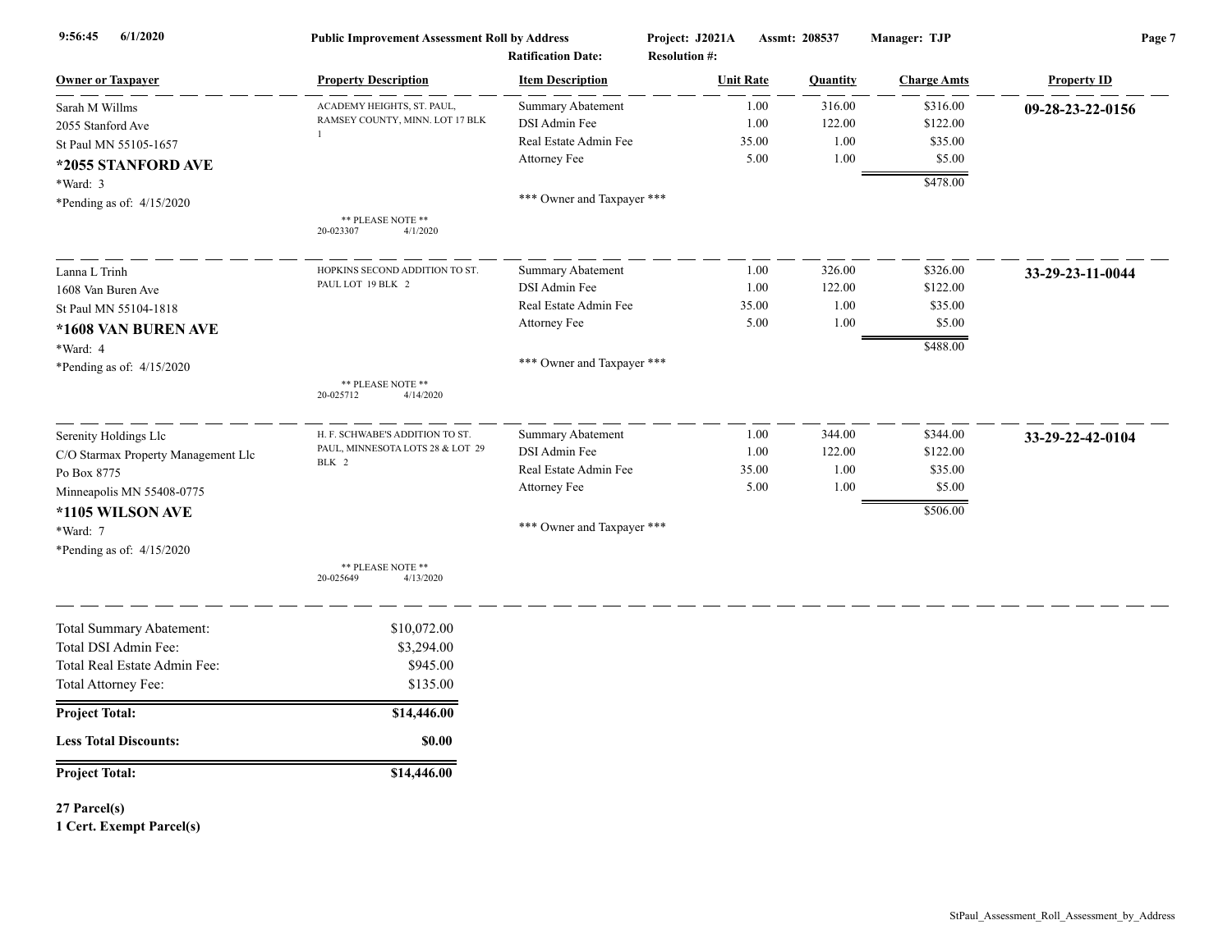| Owner or Taxpayer | Property Description | Item Description | Unit Rate | Quantity | Charge Amts | Property ID |
|---|---|---|---|---|---|---|
| Sarah M Willms<br>2055 Stanford Ave<br>St Paul MN 55105-1657<br>**\*2055 STANFORD AVE**<br>\*Ward: 3<br>\*Pending as of: 4/15/2020 | ACADEMY HEIGHTS, ST. PAUL, RAMSEY COUNTY, MINN. LOT 17 BLK 1<br>** PLEASE NOTE **<br>20-023307 4/1/2020 | Summary Abatement<br>DSI Admin Fee<br>Real Estate Admin Fee<br>Attorney Fee<br><br>\*\*\* Owner and Taxpayer \*\*\* | 1.00<br>1.00<br>35.00<br>5.00 | 316.00<br>122.00<br>1.00<br>1.00 | \$316.00<br>\$122.00<br>\$35.00<br>\$5.00<br>\$478.00 | **09-28-23-22-0156** |
| Lanna L Trinh<br>1608 Van Buren Ave<br>St Paul MN 55104-1818<br>**\*1608 VAN BUREN AVE**<br>\*Ward: 4<br>\*Pending as of: 4/15/2020 | HOPKINS SECOND ADDITION TO ST. PAUL LOT 19 BLK 2<br>** PLEASE NOTE **<br>20-025712 4/14/2020 | Summary Abatement<br>DSI Admin Fee<br>Real Estate Admin Fee<br>Attorney Fee<br><br>\*\*\* Owner and Taxpayer \*\*\* | 1.00<br>1.00<br>35.00<br>5.00 | 326.00<br>122.00<br>1.00<br>1.00 | \$326.00<br>\$122.00<br>\$35.00<br>\$5.00<br>\$488.00 | **33-29-23-11-0044** |
| Serenity Holdings Llc<br>C/O Starmax Property Management Llc<br>Po Box 8775<br>Minneapolis MN 55408-0775<br>**\*1105 WILSON AVE**<br>\*Ward: 7<br>\*Pending as of: 4/15/2020 | H. F. SCHWABE'S ADDITION TO ST. PAUL, MINNESOTA LOTS 28 & LOT 29 BLK 2<br>** PLEASE NOTE **<br>20-025649 4/13/2020 | Summary Abatement<br>DSI Admin Fee<br>Real Estate Admin Fee<br>Attorney Fee<br><br>\*\*\* Owner and Taxpayer \*\*\* | 1.00<br>1.00<br>35.00<br>5.00 | 344.00<br>122.00<br>1.00<br>1.00 | \$344.00<br>\$122.00<br>\$35.00<br>\$5.00<br>\$506.00 | **33-29-22-42-0104** |

| | |
|---|---|
| Total Summary Abatement: | \$10,072.00 |
| Total DSI Admin Fee: | \$3,294.00 |
| Total Real Estate Admin Fee: | \$945.00 |
| Total Attorney Fee: | \$135.00 |
| **Project Total:** | **\$14,446.00** |
| **Less Total Discounts:** | **\$0.00** |
| **Project Total:** | **\$14,446.00** |

**27 Parcel(s)**
**1 Cert. Exempt Parcel(s)**